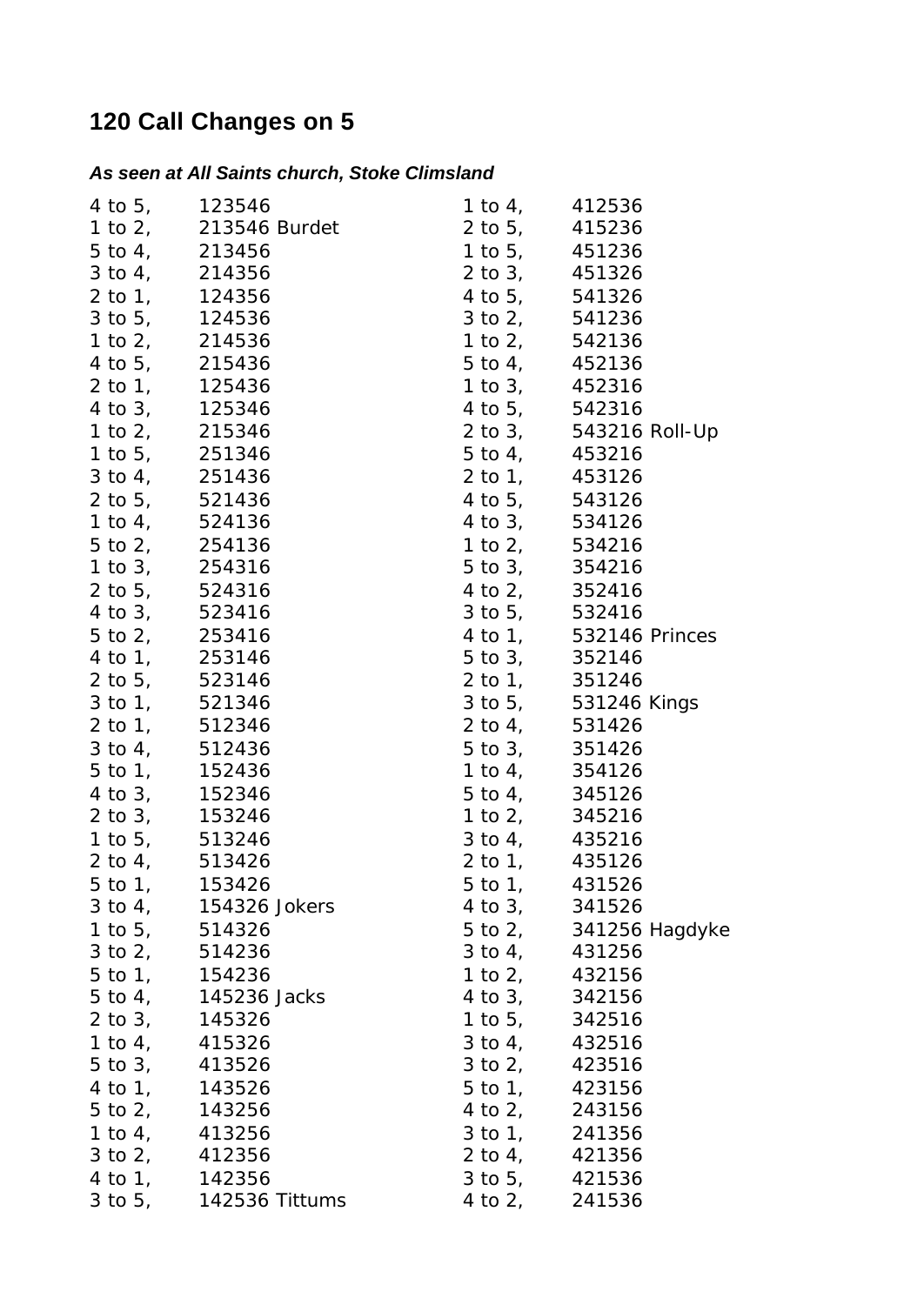# 120 Call Changes on 5

***As seen at All Saints church, Stoke Climsland***

| | | | |
|---|---|---|---|
| 4 to 5, | 123546 | 1 to 4, | 412536 |
| 1 to 2, | 213546 Burdet | 2 to 5, | 415236 |
| 5 to 4, | 213456 | 1 to 5, | 451236 |
| 3 to 4, | 214356 | 2 to 3, | 451326 |
| 2 to 1, | 124356 | 4 to 5, | 541326 |
| 3 to 5, | 124536 | 3 to 2, | 541236 |
| 1 to 2, | 214536 | 1 to 2, | 542136 |
| 4 to 5, | 215436 | 5 to 4, | 452136 |
| 2 to 1, | 125436 | 1 to 3, | 452316 |
| 4 to 3, | 125346 | 4 to 5, | 542316 |
| 1 to 2, | 215346 | 2 to 3, | 543216 Roll-Up |
| 1 to 5, | 251346 | 5 to 4, | 453216 |
| 3 to 4, | 251436 | 2 to 1, | 453126 |
| 2 to 5, | 521436 | 4 to 5, | 543126 |
| 1 to 4, | 524136 | 4 to 3, | 534126 |
| 5 to 2, | 254136 | 1 to 2, | 534216 |
| 1 to 3, | 254316 | 5 to 3, | 354216 |
| 2 to 5, | 524316 | 4 to 2, | 352416 |
| 4 to 3, | 523416 | 3 to 5, | 532416 |
| 5 to 2, | 253416 | 4 to 1, | 532146 Princes |
| 4 to 1, | 253146 | 5 to 3, | 352146 |
| 2 to 5, | 523146 | 2 to 1, | 351246 |
| 3 to 1, | 521346 | 3 to 5, | 531246 Kings |
| 2 to 1, | 512346 | 2 to 4, | 531426 |
| 3 to 4, | 512436 | 5 to 3, | 351426 |
| 5 to 1, | 152436 | 1 to 4, | 354126 |
| 4 to 3, | 152346 | 5 to 4, | 345126 |
| 2 to 3, | 153246 | 1 to 2, | 345216 |
| 1 to 5, | 513246 | 3 to 4, | 435216 |
| 2 to 4, | 513426 | 2 to 1, | 435126 |
| 5 to 1, | 153426 | 5 to 1, | 431526 |
| 3 to 4, | 154326 Jokers | 4 to 3, | 341526 |
| 1 to 5, | 514326 | 5 to 2, | 341256 Hagdyke |
| 3 to 2, | 514236 | 3 to 4, | 431256 |
| 5 to 1, | 154236 | 1 to 2, | 432156 |
| 5 to 4, | 145236 Jacks | 4 to 3, | 342156 |
| 2 to 3, | 145326 | 1 to 5, | 342516 |
| 1 to 4, | 415326 | 3 to 4, | 432516 |
| 5 to 3, | 413526 | 3 to 2, | 423516 |
| 4 to 1, | 143526 | 5 to 1, | 423156 |
| 5 to 2, | 143256 | 4 to 2, | 243156 |
| 1 to 4, | 413256 | 3 to 1, | 241356 |
| 3 to 2, | 412356 | 2 to 4, | 421356 |
| 4 to 1, | 142356 | 3 to 5, | 421536 |
| 3 to 5, | 142536 Tittums | 4 to 2, | 241536 |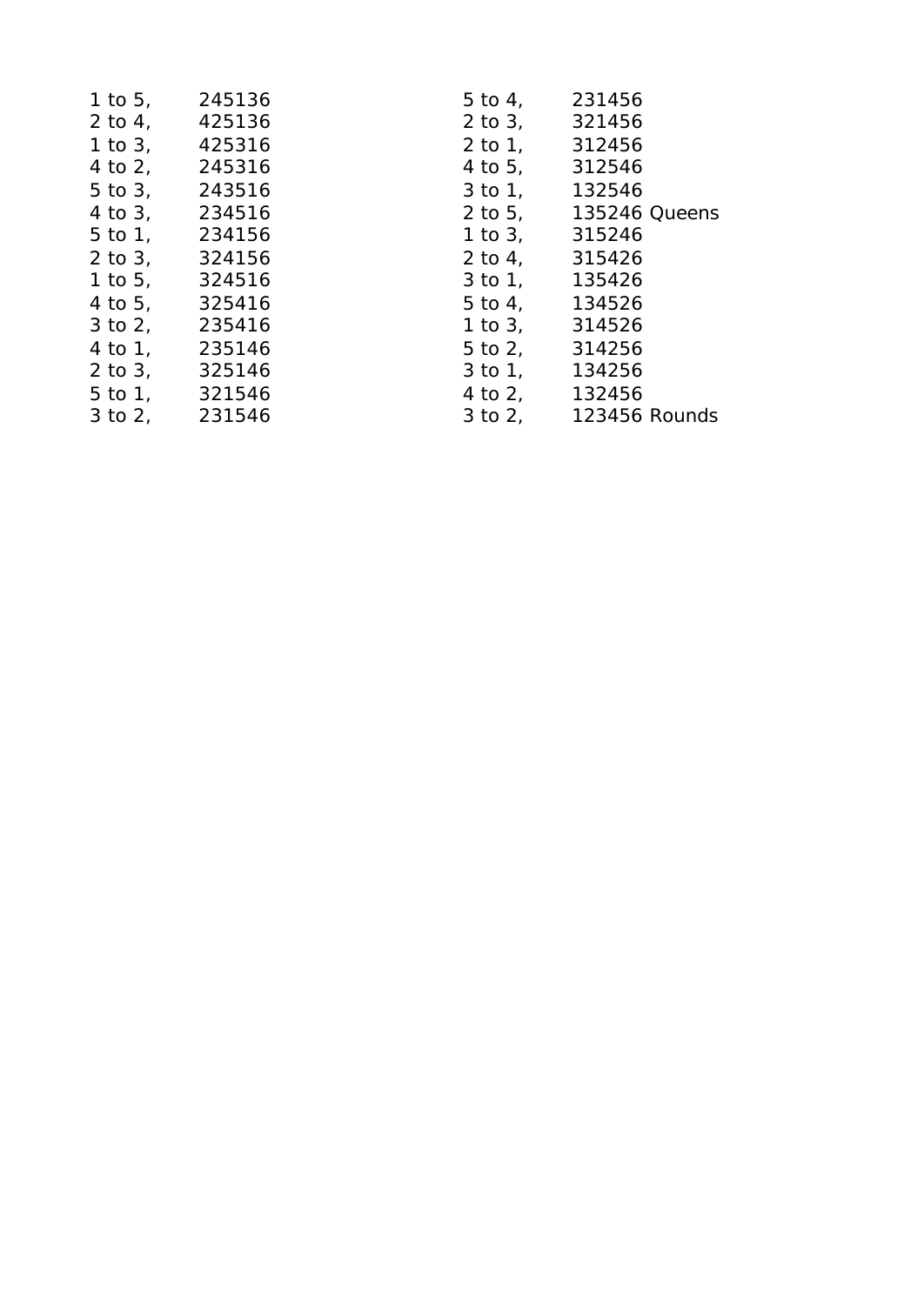| | |
|---|---|
| 1 to 5, | 245136 |
| 2 to 4, | 425136 |
| 1 to 3, | 425316 |
| 4 to 2, | 245316 |
| 5 to 3, | 243516 |
| 4 to 3, | 234516 |
| 5 to 1, | 234156 |
| 2 to 3, | 324156 |
| 1 to 5, | 324516 |
| 4 to 5, | 325416 |
| 3 to 2, | 235416 |
| 4 to 1, | 235146 |
| 2 to 3, | 325146 |
| 5 to 1, | 321546 |
| 3 to 2, | 231546 |
| 5 to 4, | 231456 |
| 2 to 3, | 321456 |
| 2 to 1, | 312456 |
| 4 to 5, | 312546 |
| 3 to 1, | 132546 |
| 2 to 5, | 135246 Queens |
| 1 to 3, | 315246 |
| 2 to 4, | 315426 |
| 3 to 1, | 135426 |
| 5 to 4, | 134526 |
| 1 to 3, | 314526 |
| 5 to 2, | 314256 |
| 3 to 1, | 134256 |
| 4 to 2, | 132456 |
| 3 to 2, | 123456 Rounds |